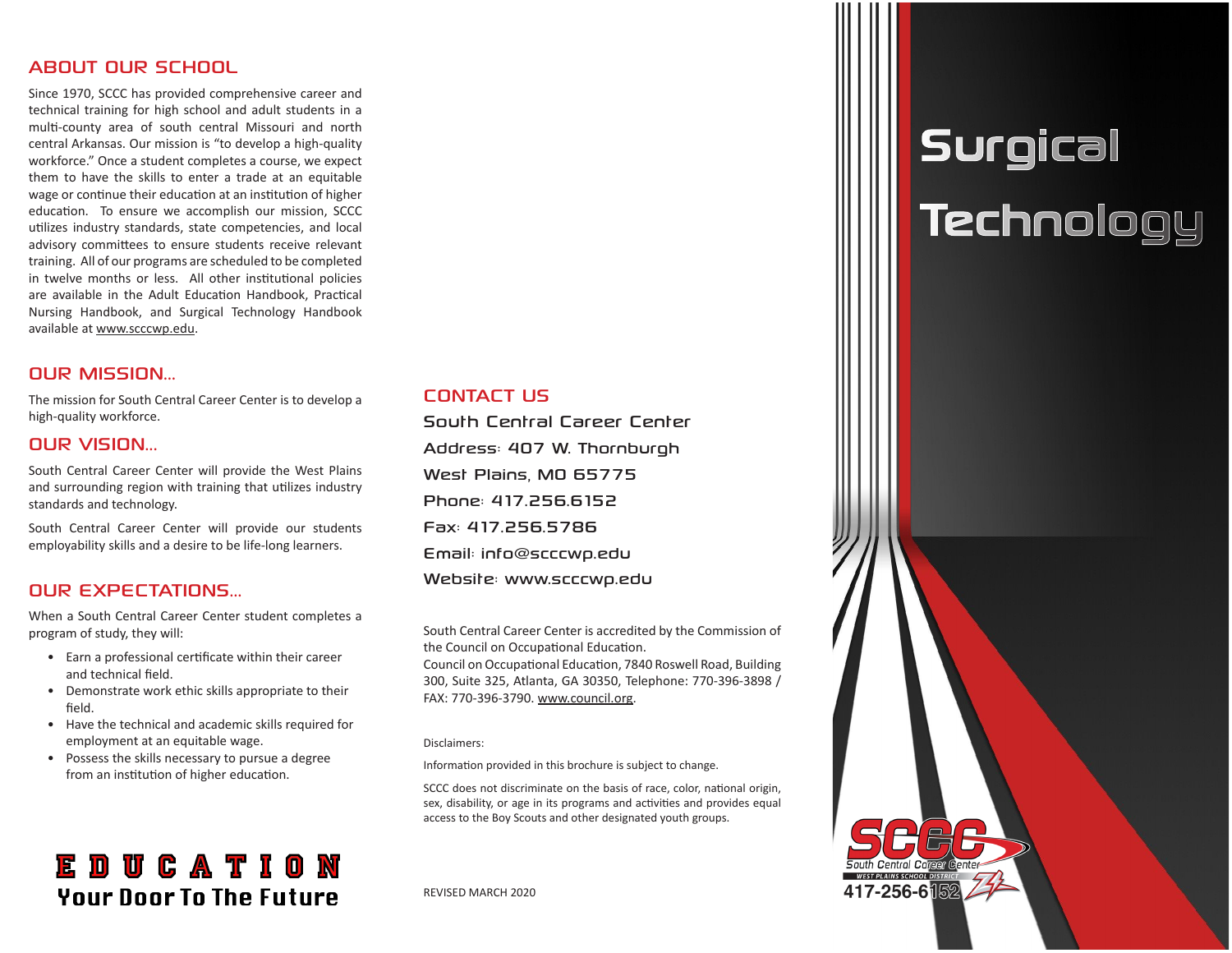## ABOUT OUR SCHOOL

Since 1970, SCCC has provided comprehensive career and technical training for high school and adult students in a multi-county area of south central Missouri and north central Arkansas. Our mission is "to develop a high-quality workforce." Once a student completes a course, we expect them to have the skills to enter a trade at an equitable wage or continue their education at an institution of higher education. To ensure we accomplish our mission, SCCC utilizes industry standards, state competencies, and local advisory committees to ensure students receive relevant training. All of our programs are scheduled to be completed in twelve months or less. All other institutional policies are available in the Adult Education Handbook, Practical Nursing Handbook, and Surgical Technology Handbook available at www.scccwp.edu.

## OUR MISSION...

The mission for South Central Career Center is to develop a high-quality workforce.

## OUR VISION...

South Central Career Center will provide the West Plains and surrounding region with training that utilizes industry standards and technology.

South Central Career Center will provide our students employability skills and a desire to be life-long learners.

## OUR EXPECTATIONS...

When a South Central Career Center student completes a program of study, they will:

- Earn a professional certificate within their career and technical field.
- Demonstrate work ethic skills appropriate to their field.
- Have the technical and academic skills required for employment at an equitable wage.
- Possess the skills necessary to pursue a degree from an institution of higher education.

**EDUCATION**
**Your Door To The Future**

## CONTACT US

South Central Career Center
Address: 407 W. Thornburgh
West Plains, MO 65775
Phone: 417.256.6152
Fax: 417.256.5786
Email: info@scccwp.edu
Website: www.scccwp.edu

South Central Career Center is accredited by the Commission of the Council on Occupational Education.
Council on Occupational Education, 7840 Roswell Road, Building 300, Suite 325, Atlanta, GA 30350, Telephone: 770-396-3898 / FAX: 770-396-3790. www.council.org.

Disclaimers:

Information provided in this brochure is subject to change.

SCCC does not discriminate on the basis of race, color, national origin, sex, disability, or age in its programs and activities and provides equal access to the Boy Scouts and other designated youth groups.

REVISED MARCH 2020

# Surgical Technology

SCCC
South Central Career Center
WEST PLAINS SCHOOL DISTRICT
417-256-6152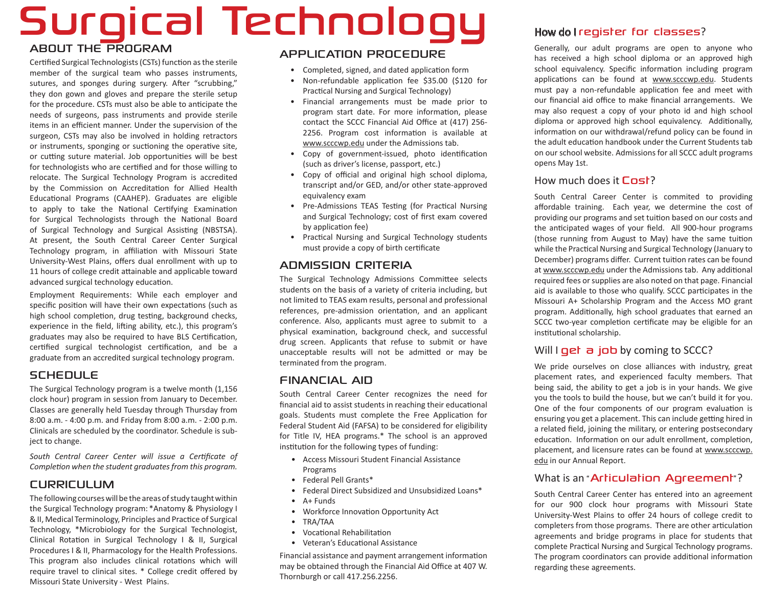# Surgical Technology

## ABOUT THE PROGRAM

Certified Surgical Technologists (CSTs) function as the sterile member of the surgical team who passes instruments, sutures, and sponges during surgery. After "scrubbing," they don gown and gloves and prepare the sterile setup for the procedure. CSTs must also be able to anticipate the needs of surgeons, pass instruments and provide sterile items in an efficient manner. Under the supervision of the surgeon, CSTs may also be involved in holding retractors or instruments, sponging or suctioning the operative site, or cutting suture material. Job opportunities will be best for technologists who are certified and for those willing to relocate. The Surgical Technology Program is accredited by the Commission on Accreditation for Allied Health Educational Programs (CAAHEP). Graduates are eligible to apply to take the National Certifying Examination for Surgical Technologists through the National Board of Surgical Technology and Surgical Assisting (NBSTSA). At present, the South Central Career Center Surgical Technology program, in affiliation with Missouri State University-West Plains, offers dual enrollment with up to 11 hours of college credit attainable and applicable toward advanced surgical technology education.

Employment Requirements: While each employer and specific position will have their own expectations (such as high school completion, drug testing, background checks, experience in the field, lifting ability, etc.), this program's graduates may also be required to have BLS Certification, certified surgical technologist certification, and be a graduate from an accredited surgical technology program.

## SCHEDULE

The Surgical Technology program is a twelve month (1,156 clock hour) program in session from January to December. Classes are generally held Tuesday through Thursday from 8:00 a.m. - 4:00 p.m. and Friday from 8:00 a.m. - 2:00 p.m. Clinicals are scheduled by the coordinator. Schedule is subject to change.

*South Central Career Center will issue a Certificate of Completion when the student graduates from this program.*

## CURRICULUM

The following courses will be the areas of study taught within the Surgical Technology program: *Anatomy & Physiology I & II, Medical Terminology, Principles and Practice of Surgical Technology, *Microbiology for the Surgical Technologist, Clinical Rotation in Surgical Technology I & II, Surgical Procedures I & II, Pharmacology for the Health Professions. This program also includes clinical rotations which will require travel to clinical sites. * College credit offered by Missouri State University - West Plains.

## APPLICATION PROCEDURE

- Completed, signed, and dated application form
- Non-refundable application fee $35.00 ($120 for Practical Nursing and Surgical Technology)
- Financial arrangements must be made prior to program start date. For more information, please contact the SCCC Financial Aid Office at (417) 256-2256. Program cost information is available at www.scccwp.edu under the Admissions tab.
- Copy of government-issued, photo identification (such as driver's license, passport, etc.)
- Copy of official and original high school diploma, transcript and/or GED, and/or other state-approved equivalency exam
- Pre-Admissions TEAS Testing (for Practical Nursing and Surgical Technology; cost of first exam covered by application fee)
- Practical Nursing and Surgical Technology students must provide a copy of birth certificate

## ADMISSION CRITERIA

The Surgical Technology Admissions Committee selects students on the basis of a variety of criteria including, but not limited to TEAS exam results, personal and professional references, pre-admission orientation, and an applicant conference. Also, applicants must agree to submit to a physical examination, background check, and successful drug screen. Applicants that refuse to submit or have unacceptable results will not be admitted or may be terminated from the program.

## FINANCIAL AID

South Central Career Center recognizes the need for financial aid to assist students in reaching their educational goals. Students must complete the Free Application for Federal Student Aid (FAFSA) to be considered for eligibility for Title IV, HEA programs.* The school is an approved institution for the following types of funding:

- Access Missouri Student Financial Assistance Programs
- Federal Pell Grants*
- Federal Direct Subsidized and Unsubsidized Loans*
- A+ Funds
- Workforce Innovation Opportunity Act
- TRA/TAA
- Vocational Rehabilitation
- Veteran's Educational Assistance

Financial assistance and payment arrangement information may be obtained through the Financial Aid Office at 407 W. Thornburgh or call 417.256.2256.

## How do I register for classes?

Generally, our adult programs are open to anyone who has received a high school diploma or an approved high school equivalency. Specific information including program applications can be found at www.scccwp.edu. Students must pay a non-refundable application fee and meet with our financial aid office to make financial arrangements. We may also request a copy of your photo id and high school diploma or approved high school equivalency. Additionally, information on our withdrawal/refund policy can be found in the adult education handbook under the Current Students tab on our school website. Admissions for all SCCC adult programs opens May 1st.

## How much does it Cost?

South Central Career Center is commited to providing affordable training. Each year, we determine the cost of providing our programs and set tuition based on our costs and the anticipated wages of your field. All 900-hour programs (those running from August to May) have the same tuition while the Practical Nursing and Surgical Technology (January to December) programs differ. Current tuition rates can be found at www.scccwp.edu under the Admissions tab. Any additional required fees or supplies are also noted on that page. Financial aid is available to those who qualify. SCCC participates in the Missouri A+ Scholarship Program and the Access MO grant program. Additionally, high school graduates that earned an SCCC two-year completion certificate may be eligible for an institutional scholarship.

## Will I get a job by coming to SCCC?

We pride ourselves on close alliances with industry, great placement rates, and experienced faculty members. That being said, the ability to get a job is in your hands. We give you the tools to build the house, but we can't build it for you. One of the four components of our program evaluation is ensuring you get a placement. This can include getting hired in a related field, joining the military, or entering postsecondary education. Information on our adult enrollment, completion, placement, and licensure rates can be found at www.scccwp.edu in our Annual Report.

## What is an "Articulation Agreement"?

South Central Career Center has entered into an agreement for our 900 clock hour programs with Missouri State University-West Plains to offer 24 hours of college credit to completers from those programs. There are other articulation agreements and bridge programs in place for students that complete Practical Nursing and Surgical Technology programs. The program coordinators can provide additional information regarding these agreements.